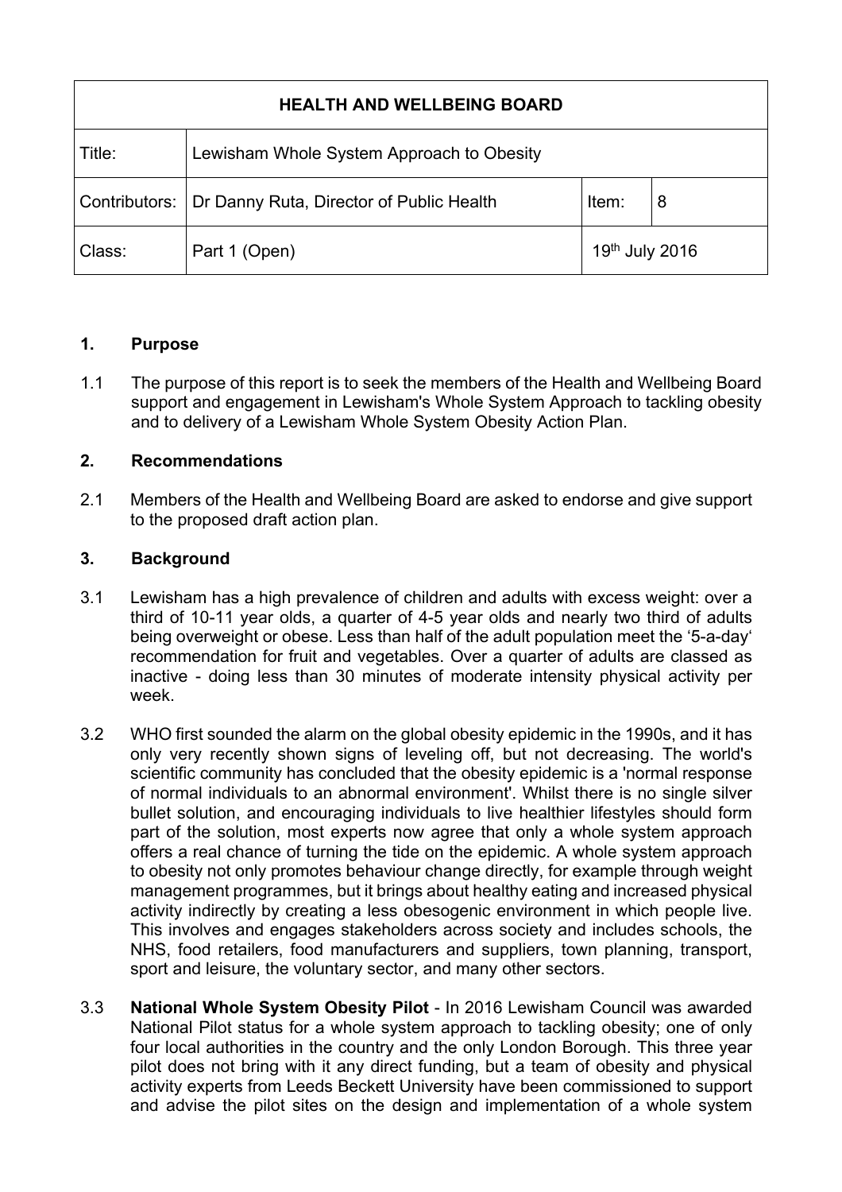| HEALTH AND WELLBEING BOARD | | | |
|---|---|---|---|
| Title: | Lewisham Whole System Approach to Obesity | | |
| Contributors: | Dr Danny Ruta, Director of Public Health | Item: | 8 |
| Class: | Part 1 (Open) | 19th July 2016 | |

## 1. Purpose

1.1 The purpose of this report is to seek the members of the Health and Wellbeing Board support and engagement in Lewisham's Whole System Approach to tackling obesity and to delivery of a Lewisham Whole System Obesity Action Plan.

## 2. Recommendations

2.1 Members of the Health and Wellbeing Board are asked to endorse and give support to the proposed draft action plan.

## 3. Background

3.1 Lewisham has a high prevalence of children and adults with excess weight: over a third of 10-11 year olds, a quarter of 4-5 year olds and nearly two third of adults being overweight or obese. Less than half of the adult population meet the '5-a-day' recommendation for fruit and vegetables. Over a quarter of adults are classed as inactive - doing less than 30 minutes of moderate intensity physical activity per week.

3.2 WHO first sounded the alarm on the global obesity epidemic in the 1990s, and it has only very recently shown signs of leveling off, but not decreasing. The world's scientific community has concluded that the obesity epidemic is a 'normal response of normal individuals to an abnormal environment'. Whilst there is no single silver bullet solution, and encouraging individuals to live healthier lifestyles should form part of the solution, most experts now agree that only a whole system approach offers a real chance of turning the tide on the epidemic. A whole system approach to obesity not only promotes behaviour change directly, for example through weight management programmes, but it brings about healthy eating and increased physical activity indirectly by creating a less obesogenic environment in which people live. This involves and engages stakeholders across society and includes schools, the NHS, food retailers, food manufacturers and suppliers, town planning, transport, sport and leisure, the voluntary sector, and many other sectors.

3.3 **National Whole System Obesity Pilot** - In 2016 Lewisham Council was awarded National Pilot status for a whole system approach to tackling obesity; one of only four local authorities in the country and the only London Borough. This three year pilot does not bring with it any direct funding, but a team of obesity and physical activity experts from Leeds Beckett University have been commissioned to support and advise the pilot sites on the design and implementation of a whole system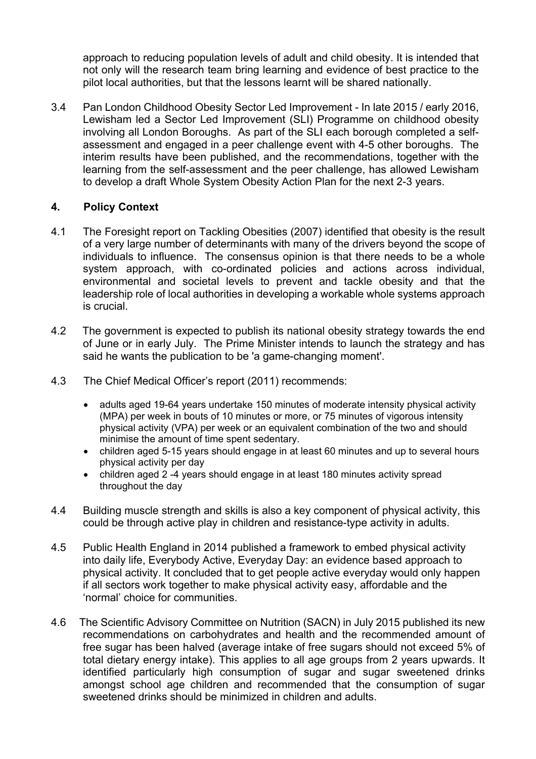approach to reducing population levels of adult and child obesity. It is intended that not only will the research team bring learning and evidence of best practice to the pilot local authorities, but that the lessons learnt will be shared nationally.

3.4 Pan London Childhood Obesity Sector Led Improvement - In late 2015 / early 2016, Lewisham led a Sector Led Improvement (SLI) Programme on childhood obesity involving all London Boroughs. As part of the SLI each borough completed a self-assessment and engaged in a peer challenge event with 4-5 other boroughs. The interim results have been published, and the recommendations, together with the learning from the self-assessment and the peer challenge, has allowed Lewisham to develop a draft Whole System Obesity Action Plan for the next 2-3 years.

## 4. Policy Context

4.1 The Foresight report on Tackling Obesities (2007) identified that obesity is the result of a very large number of determinants with many of the drivers beyond the scope of individuals to influence. The consensus opinion is that there needs to be a whole system approach, with co-ordinated policies and actions across individual, environmental and societal levels to prevent and tackle obesity and that the leadership role of local authorities in developing a workable whole systems approach is crucial.

4.2 The government is expected to publish its national obesity strategy towards the end of June or in early July. The Prime Minister intends to launch the strategy and has said he wants the publication to be 'a game-changing moment'.

4.3 The Chief Medical Officer's report (2011) recommends:

- adults aged 19-64 years undertake 150 minutes of moderate intensity physical activity (MPA) per week in bouts of 10 minutes or more, or 75 minutes of vigorous intensity physical activity (VPA) per week or an equivalent combination of the two and should minimise the amount of time spent sedentary.
- children aged 5-15 years should engage in at least 60 minutes and up to several hours physical activity per day
- children aged 2 -4 years should engage in at least 180 minutes activity spread throughout the day

4.4 Building muscle strength and skills is also a key component of physical activity, this could be through active play in children and resistance-type activity in adults.

4.5 Public Health England in 2014 published a framework to embed physical activity into daily life, Everybody Active, Everyday Day: an evidence based approach to physical activity. It concluded that to get people active everyday would only happen if all sectors work together to make physical activity easy, affordable and the 'normal' choice for communities.

4.6 The Scientific Advisory Committee on Nutrition (SACN) in July 2015 published its new recommendations on carbohydrates and health and the recommended amount of free sugar has been halved (average intake of free sugars should not exceed 5% of total dietary energy intake). This applies to all age groups from 2 years upwards. It identified particularly high consumption of sugar and sugar sweetened drinks amongst school age children and recommended that the consumption of sugar sweetened drinks should be minimized in children and adults.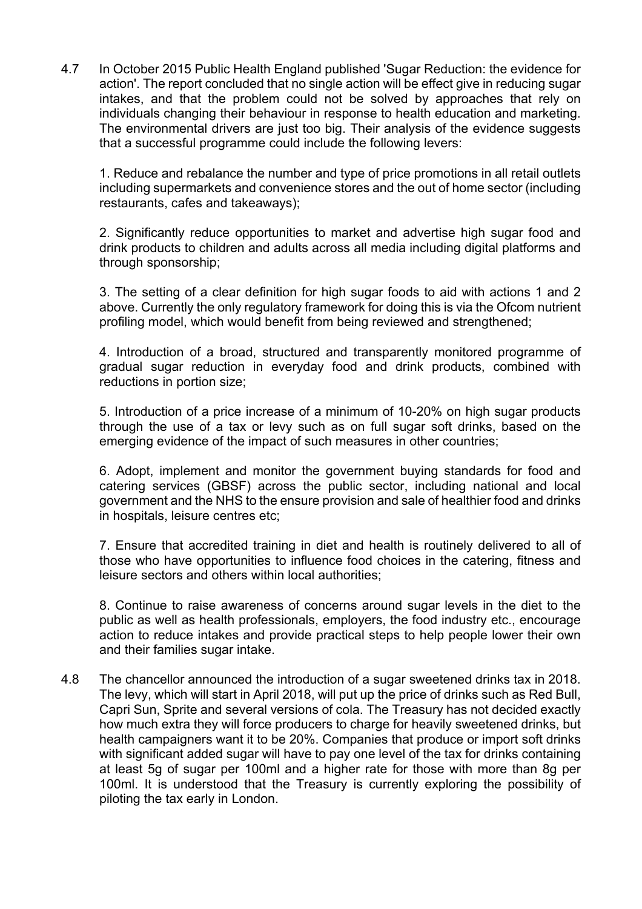4.7 In October 2015 Public Health England published 'Sugar Reduction: the evidence for action'. The report concluded that no single action will be effect give in reducing sugar intakes, and that the problem could not be solved by approaches that rely on individuals changing their behaviour in response to health education and marketing. The environmental drivers are just too big. Their analysis of the evidence suggests that a successful programme could include the following levers:

1. Reduce and rebalance the number and type of price promotions in all retail outlets including supermarkets and convenience stores and the out of home sector (including restaurants, cafes and takeaways);

2. Significantly reduce opportunities to market and advertise high sugar food and drink products to children and adults across all media including digital platforms and through sponsorship;

3. The setting of a clear definition for high sugar foods to aid with actions 1 and 2 above. Currently the only regulatory framework for doing this is via the Ofcom nutrient profiling model, which would benefit from being reviewed and strengthened;

4. Introduction of a broad, structured and transparently monitored programme of gradual sugar reduction in everyday food and drink products, combined with reductions in portion size;

5. Introduction of a price increase of a minimum of 10-20% on high sugar products through the use of a tax or levy such as on full sugar soft drinks, based on the emerging evidence of the impact of such measures in other countries;

6. Adopt, implement and monitor the government buying standards for food and catering services (GBSF) across the public sector, including national and local government and the NHS to the ensure provision and sale of healthier food and drinks in hospitals, leisure centres etc;

7. Ensure that accredited training in diet and health is routinely delivered to all of those who have opportunities to influence food choices in the catering, fitness and leisure sectors and others within local authorities;

8. Continue to raise awareness of concerns around sugar levels in the diet to the public as well as health professionals, employers, the food industry etc., encourage action to reduce intakes and provide practical steps to help people lower their own and their families sugar intake.

4.8 The chancellor announced the introduction of a sugar sweetened drinks tax in 2018. The levy, which will start in April 2018, will put up the price of drinks such as Red Bull, Capri Sun, Sprite and several versions of cola. The Treasury has not decided exactly how much extra they will force producers to charge for heavily sweetened drinks, but health campaigners want it to be 20%. Companies that produce or import soft drinks with significant added sugar will have to pay one level of the tax for drinks containing at least 5g of sugar per 100ml and a higher rate for those with more than 8g per 100ml. It is understood that the Treasury is currently exploring the possibility of piloting the tax early in London.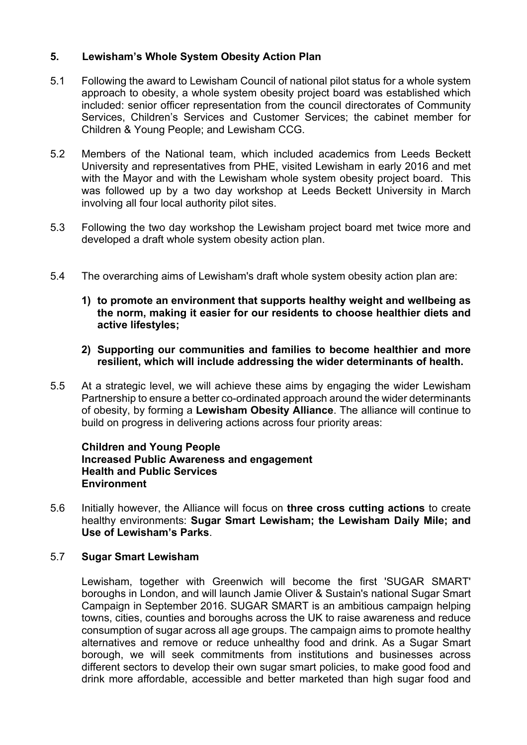## 5. Lewisham's Whole System Obesity Action Plan

5.1 Following the award to Lewisham Council of national pilot status for a whole system approach to obesity, a whole system obesity project board was established which included: senior officer representation from the council directorates of Community Services, Children's Services and Customer Services; the cabinet member for Children & Young People; and Lewisham CCG.

5.2 Members of the National team, which included academics from Leeds Beckett University and representatives from PHE, visited Lewisham in early 2016 and met with the Mayor and with the Lewisham whole system obesity project board. This was followed up by a two day workshop at Leeds Beckett University in March involving all four local authority pilot sites.

5.3 Following the two day workshop the Lewisham project board met twice more and developed a draft whole system obesity action plan.

5.4 The overarching aims of Lewisham's draft whole system obesity action plan are:

**1) to promote an environment that supports healthy weight and wellbeing as the norm, making it easier for our residents to choose healthier diets and active lifestyles;**

**2) Supporting our communities and families to become healthier and more resilient, which will include addressing the wider determinants of health.**

5.5 At a strategic level, we will achieve these aims by engaging the wider Lewisham Partnership to ensure a better co-ordinated approach around the wider determinants of obesity, by forming a **Lewisham Obesity Alliance**. The alliance will continue to build on progress in delivering actions across four priority areas:

**Children and Young People**
**Increased Public Awareness and engagement**
**Health and Public Services**
**Environment**

5.6 Initially however, the Alliance will focus on **three cross cutting actions** to create healthy environments: **Sugar Smart Lewisham; the Lewisham Daily Mile; and Use of Lewisham's Parks**.

5.7 **Sugar Smart Lewisham**

Lewisham, together with Greenwich will become the first 'SUGAR SMART' boroughs in London, and will launch Jamie Oliver & Sustain's national Sugar Smart Campaign in September 2016. SUGAR SMART is an ambitious campaign helping towns, cities, counties and boroughs across the UK to raise awareness and reduce consumption of sugar across all age groups. The campaign aims to promote healthy alternatives and remove or reduce unhealthy food and drink. As a Sugar Smart borough, we will seek commitments from institutions and businesses across different sectors to develop their own sugar smart policies, to make good food and drink more affordable, accessible and better marketed than high sugar food and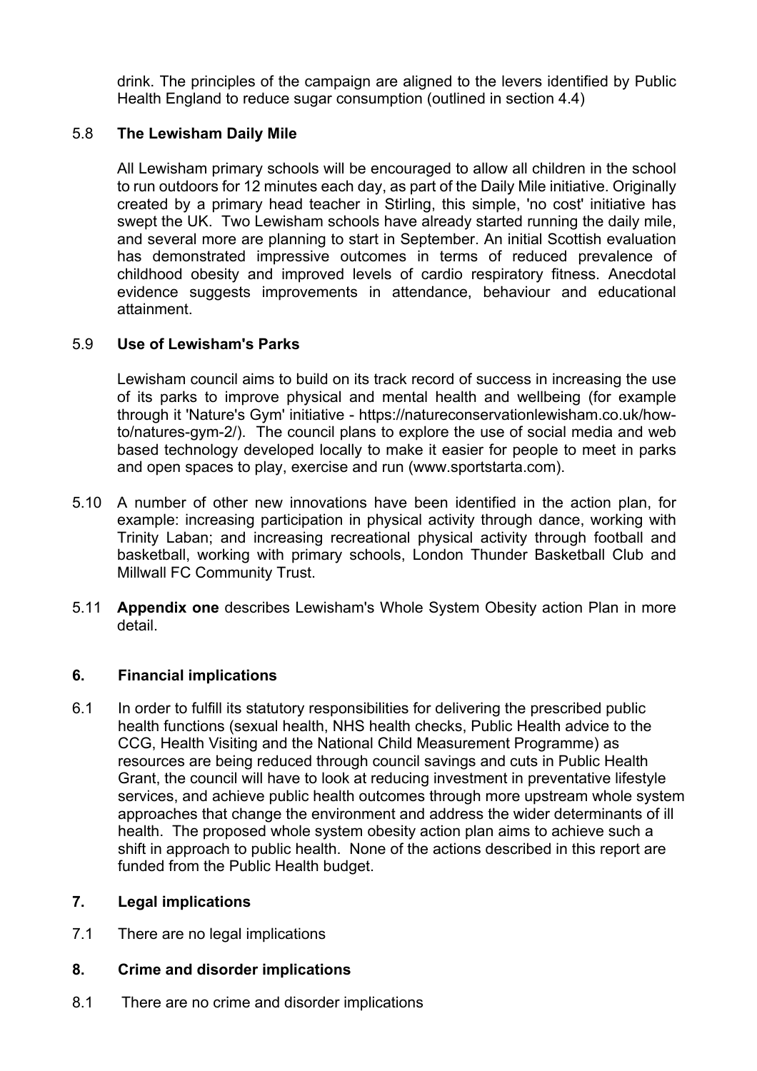drink. The principles of the campaign are aligned to the levers identified by Public Health England to reduce sugar consumption (outlined in section 4.4)

5.8 **The Lewisham Daily Mile**

All Lewisham primary schools will be encouraged to allow all children in the school to run outdoors for 12 minutes each day, as part of the Daily Mile initiative. Originally created by a primary head teacher in Stirling, this simple, 'no cost' initiative has swept the UK. Two Lewisham schools have already started running the daily mile, and several more are planning to start in September. An initial Scottish evaluation has demonstrated impressive outcomes in terms of reduced prevalence of childhood obesity and improved levels of cardio respiratory fitness. Anecdotal evidence suggests improvements in attendance, behaviour and educational attainment.

5.9 **Use of Lewisham's Parks**

Lewisham council aims to build on its track record of success in increasing the use of its parks to improve physical and mental health and wellbeing (for example through it 'Nature's Gym' initiative - https://natureconservationlewisham.co.uk/how-to/natures-gym-2/). The council plans to explore the use of social media and web based technology developed locally to make it easier for people to meet in parks and open spaces to play, exercise and run (www.sportstarta.com).

5.10 A number of other new innovations have been identified in the action plan, for example: increasing participation in physical activity through dance, working with Trinity Laban; and increasing recreational physical activity through football and basketball, working with primary schools, London Thunder Basketball Club and Millwall FC Community Trust.

5.11 **Appendix one** describes Lewisham's Whole System Obesity action Plan in more detail.

## 6. Financial implications

6.1 In order to fulfill its statutory responsibilities for delivering the prescribed public health functions (sexual health, NHS health checks, Public Health advice to the CCG, Health Visiting and the National Child Measurement Programme) as resources are being reduced through council savings and cuts in Public Health Grant, the council will have to look at reducing investment in preventative lifestyle services, and achieve public health outcomes through more upstream whole system approaches that change the environment and address the wider determinants of ill health. The proposed whole system obesity action plan aims to achieve such a shift in approach to public health. None of the actions described in this report are funded from the Public Health budget.

## 7. Legal implications

7.1 There are no legal implications

## 8. Crime and disorder implications

8.1 There are no crime and disorder implications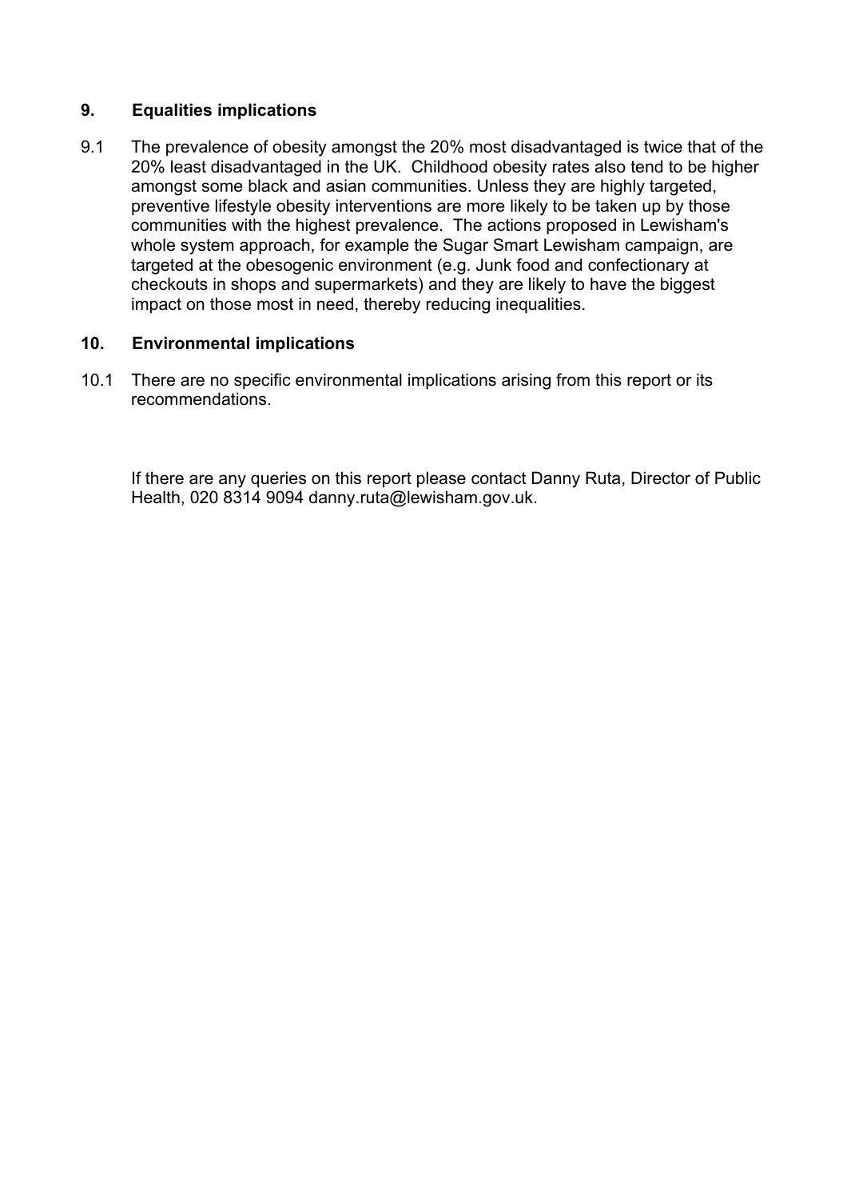## 9. Equalities implications

9.1 The prevalence of obesity amongst the 20% most disadvantaged is twice that of the 20% least disadvantaged in the UK. Childhood obesity rates also tend to be higher amongst some black and asian communities. Unless they are highly targeted, preventive lifestyle obesity interventions are more likely to be taken up by those communities with the highest prevalence. The actions proposed in Lewisham's whole system approach, for example the Sugar Smart Lewisham campaign, are targeted at the obesogenic environment (e.g. Junk food and confectionary at checkouts in shops and supermarkets) and they are likely to have the biggest impact on those most in need, thereby reducing inequalities.

## 10. Environmental implications

10.1 There are no specific environmental implications arising from this report or its recommendations.

If there are any queries on this report please contact Danny Ruta, Director of Public Health, 020 8314 9094 danny.ruta@lewisham.gov.uk.